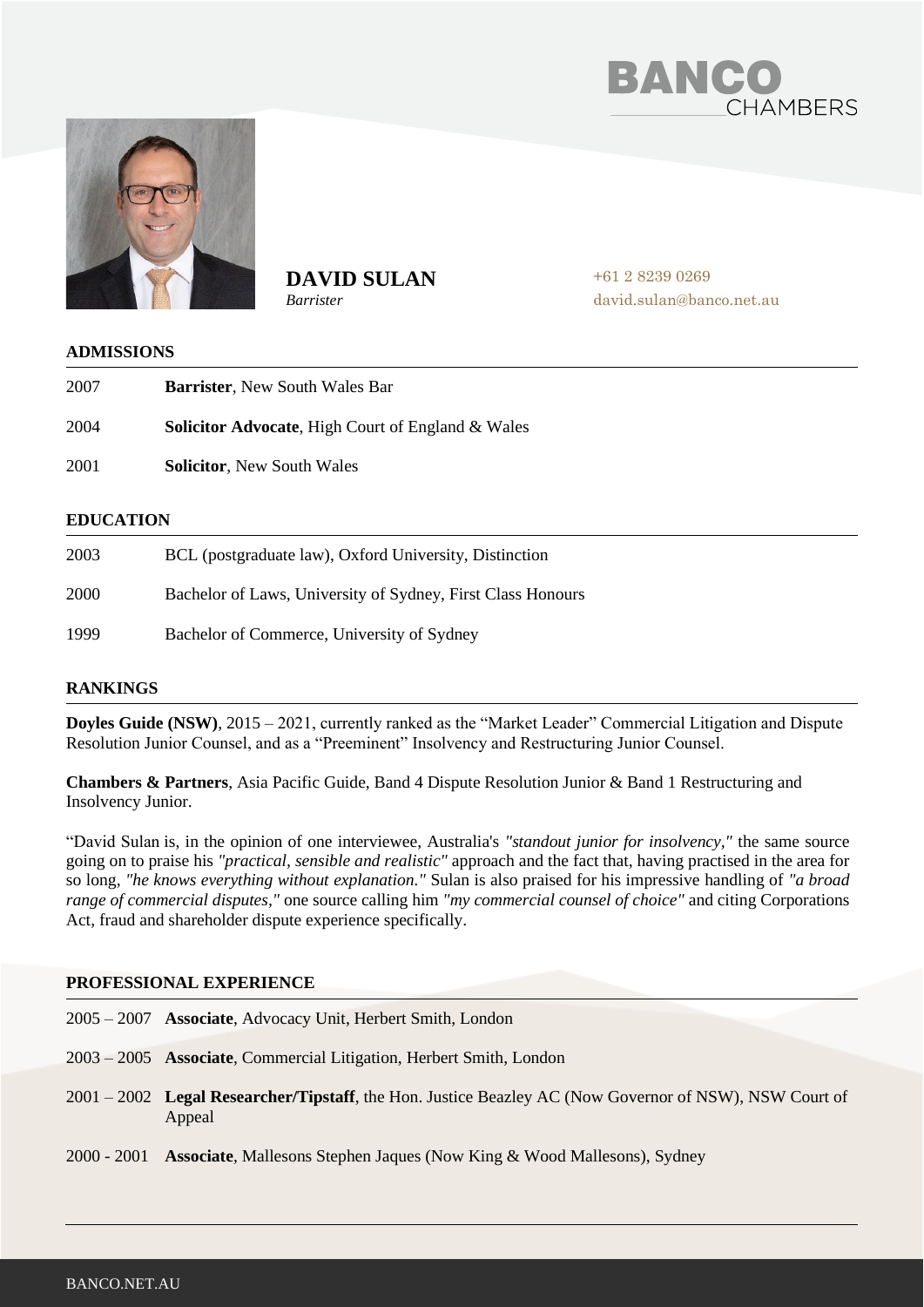BANCO CHAMBERS

# DAVID SULAN

*Barrister*

+61 2 8239 0269
david.sulan@banco.net.au

## ADMISSIONS

| | |
|---|---|
| 2007 | **Barrister**, New South Wales Bar |
| 2004 | **Solicitor Advocate**, High Court of England & Wales |
| 2001 | **Solicitor**, New South Wales |

## EDUCATION

| | |
|---|---|
| 2003 | BCL (postgraduate law), Oxford University, Distinction |
| 2000 | Bachelor of Laws, University of Sydney, First Class Honours |
| 1999 | Bachelor of Commerce, University of Sydney |

## RANKINGS

**Doyles Guide (NSW)**, 2015 – 2021, currently ranked as the "Market Leader" Commercial Litigation and Dispute Resolution Junior Counsel, and as a "Preeminent" Insolvency and Restructuring Junior Counsel.

**Chambers & Partners**, Asia Pacific Guide, Band 4 Dispute Resolution Junior & Band 1 Restructuring and Insolvency Junior.

"David Sulan is, in the opinion of one interviewee, Australia's *"standout junior for insolvency,"* the same source going on to praise his *"practical, sensible and realistic"* approach and the fact that, having practised in the area for so long, *"he knows everything without explanation."* Sulan is also praised for his impressive handling of *"a broad range of commercial disputes,"* one source calling him *"my commercial counsel of choice"* and citing Corporations Act, fraud and shareholder dispute experience specifically.

## PROFESSIONAL EXPERIENCE

| | |
|---|---|
| 2005 – 2007 | **Associate**, Advocacy Unit, Herbert Smith, London |
| 2003 – 2005 | **Associate**, Commercial Litigation, Herbert Smith, London |
| 2001 – 2002 | **Legal Researcher/Tipstaff**, the Hon. Justice Beazley AC (Now Governor of NSW), NSW Court of Appeal |
| 2000 - 2001 | **Associate**, Mallesons Stephen Jaques (Now King & Wood Mallesons), Sydney |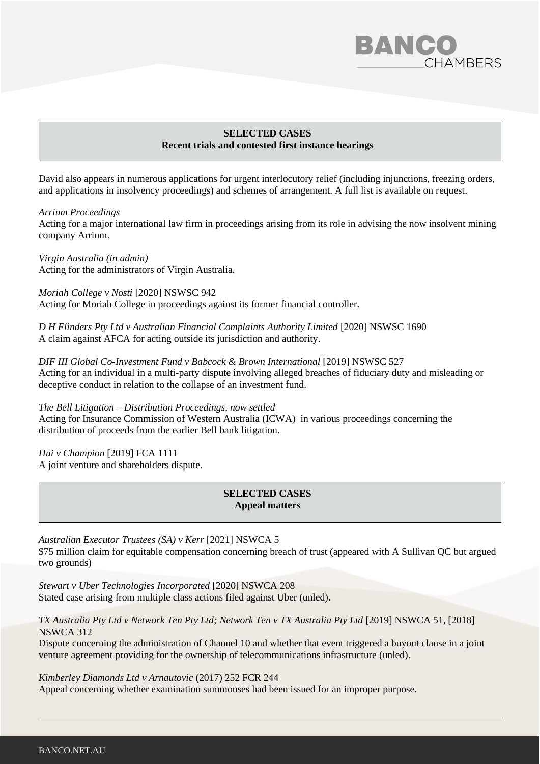## SELECTED CASES
**Recent trials and contested first instance hearings**

David also appears in numerous applications for urgent interlocutory relief (including injunctions, freezing orders, and applications in insolvency proceedings) and schemes of arrangement. A full list is available on request.

*Arrium Proceedings*
Acting for a major international law firm in proceedings arising from its role in advising the now insolvent mining company Arrium.

*Virgin Australia (in admin)*
Acting for the administrators of Virgin Australia.

*Moriah College v Nosti* [2020] NSWSC 942
Acting for Moriah College in proceedings against its former financial controller.

*D H Flinders Pty Ltd v Australian Financial Complaints Authority Limited* [2020] NSWSC 1690
A claim against AFCA for acting outside its jurisdiction and authority.

*DIF III Global Co-Investment Fund v Babcock & Brown International* [2019] NSWSC 527
Acting for an individual in a multi-party dispute involving alleged breaches of fiduciary duty and misleading or deceptive conduct in relation to the collapse of an investment fund.

*The Bell Litigation – Distribution Proceedings, now settled*
Acting for Insurance Commission of Western Australia (ICWA) in various proceedings concerning the distribution of proceeds from the earlier Bell bank litigation.

*Hui v Champion* [2019] FCA 1111
A joint venture and shareholders dispute.

## SELECTED CASES
**Appeal matters**

*Australian Executor Trustees (SA) v Kerr* [2021] NSWCA 5
$75 million claim for equitable compensation concerning breach of trust (appeared with A Sullivan QC but argued two grounds)

*Stewart v Uber Technologies Incorporated* [2020] NSWCA 208
Stated case arising from multiple class actions filed against Uber (unled).

*TX Australia Pty Ltd v Network Ten Pty Ltd; Network Ten v TX Australia Pty Ltd* [2019] NSWCA 51, [2018] NSWCA 312
Dispute concerning the administration of Channel 10 and whether that event triggered a buyout clause in a joint venture agreement providing for the ownership of telecommunications infrastructure (unled).

*Kimberley Diamonds Ltd v Arnautovic* (2017) 252 FCR 244
Appeal concerning whether examination summonses had been issued for an improper purpose.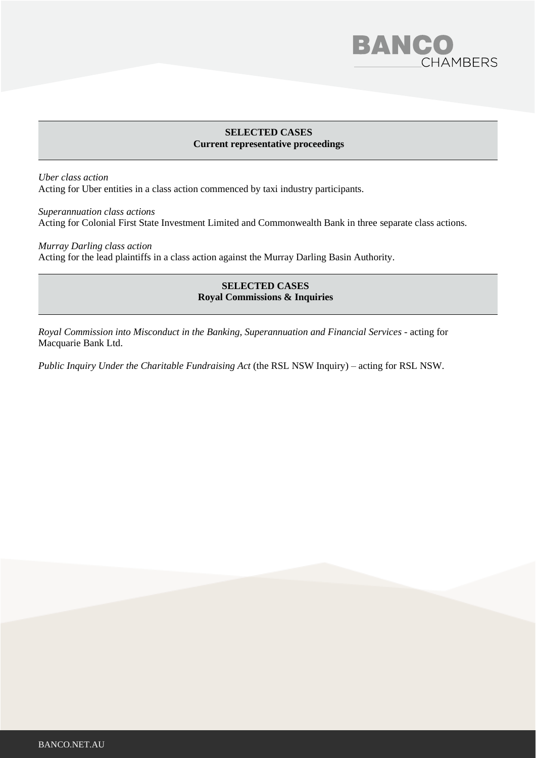## SELECTED CASES
## Current representative proceedings

*Uber class action*
Acting for Uber entities in a class action commenced by taxi industry participants.

*Superannuation class actions*
Acting for Colonial First State Investment Limited and Commonwealth Bank in three separate class actions.

*Murray Darling class action*
Acting for the lead plaintiffs in a class action against the Murray Darling Basin Authority.

## SELECTED CASES
## Royal Commissions & Inquiries

*Royal Commission into Misconduct in the Banking, Superannuation and Financial Services* - acting for Macquarie Bank Ltd.

*Public Inquiry Under the Charitable Fundraising Act* (the RSL NSW Inquiry) – acting for RSL NSW.